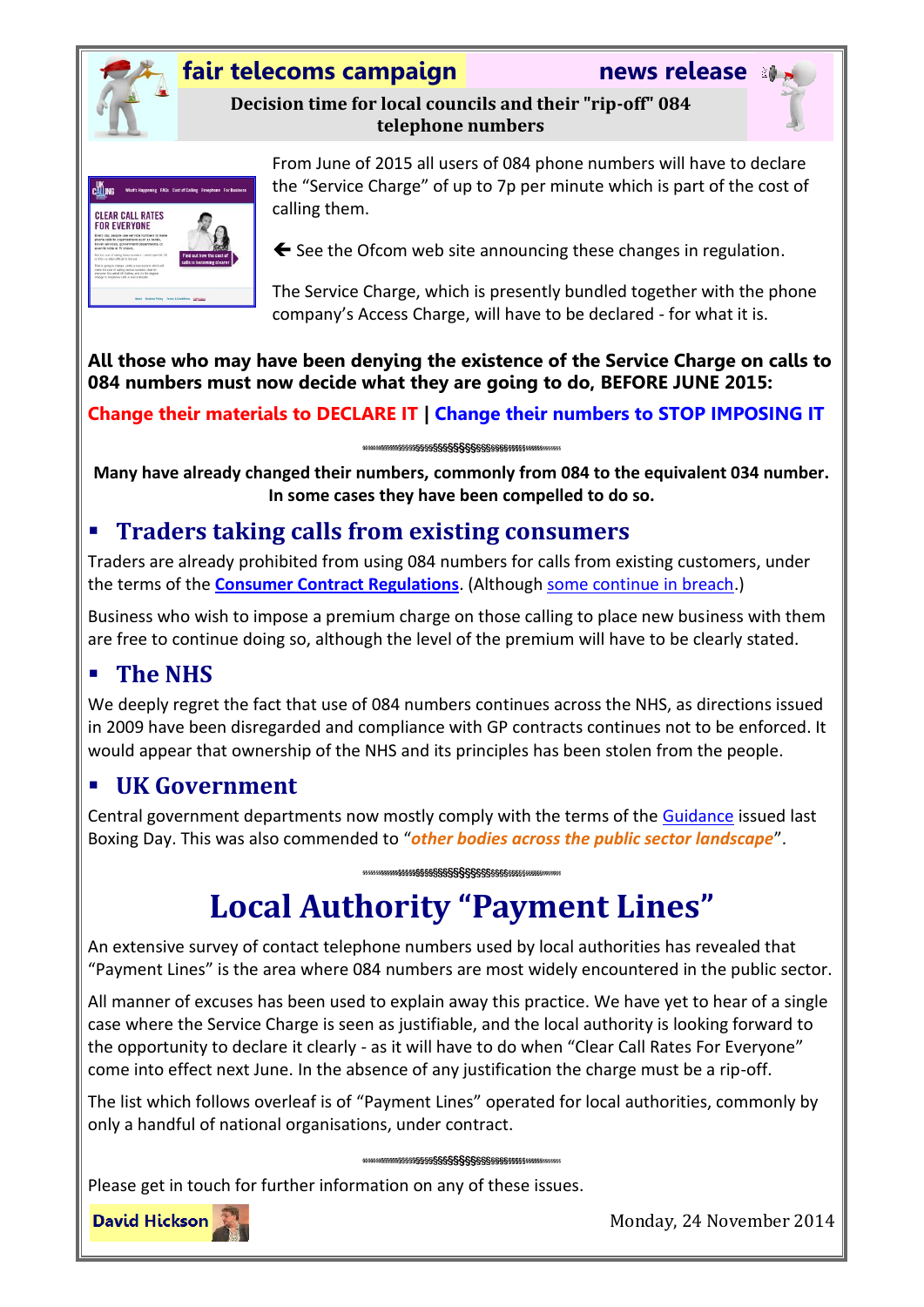**fair telecoms campaign** **news release**

## Decision time for local councils and their "rip-off" 084 telephone numbers

From June of 2015 all users of 084 phone numbers will have to declare the “Service Charge” of up to 7p per minute which is part of the cost of calling them.

🡐 See the Ofcom web site announcing these changes in regulation.

The Service Charge, which is presently bundled together with the phone company’s Access Charge, will have to be declared - for what it is.

**All those who may have been denying the existence of the Service Charge on calls to 084 numbers must now decide what they are going to do, BEFORE JUNE 2015:**

**Change their materials to DECLARE IT | Change their numbers to STOP IMPOSING IT**

**Many have already changed their numbers, commonly from 084 to the equivalent 034 number. In some cases they have been compelled to do so.**

## ▪ Traders taking calls from existing consumers

Traders are already prohibited from using 084 numbers for calls from existing customers, under the terms of the **Consumer Contract Regulations**. (Although some continue in breach.)

Business who wish to impose a premium charge on those calling to place new business with them are free to continue doing so, although the level of the premium will have to be clearly stated.

## ▪ The NHS

We deeply regret the fact that use of 084 numbers continues across the NHS, as directions issued in 2009 have been disregarded and compliance with GP contracts continues not to be enforced. It would appear that ownership of the NHS and its principles has been stolen from the people.

## ▪ UK Government

Central government departments now mostly comply with the terms of the Guidance issued last Boxing Day. This was also commended to “***other bodies across the public sector landscape***”.

# Local Authority “Payment Lines”

An extensive survey of contact telephone numbers used by local authorities has revealed that “Payment Lines” is the area where 084 numbers are most widely encountered in the public sector.

All manner of excuses has been used to explain away this practice. We have yet to hear of a single case where the Service Charge is seen as justifiable, and the local authority is looking forward to the opportunity to declare it clearly - as it will have to do when “Clear Call Rates For Everyone” come into effect next June. In the absence of any justification the charge must be a rip-off.

The list which follows overleaf is of “Payment Lines” operated for local authorities, commonly by only a handful of national organisations, under contract.

Please get in touch for further information on any of these issues.

**David Hickson**

Monday, 24 November 2014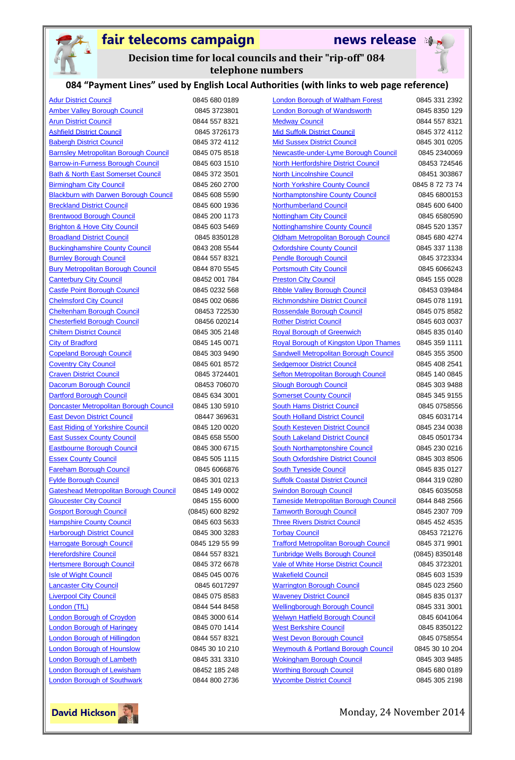# fair telecoms campaign

## news release

### Decision time for local councils and their "rip-off" 084 telephone numbers

### 084 "Payment Lines" used by English Local Authorities (with links to web page reference)

| | | | |
|---|---|---|---|
| Adur District Council | 0845 680 0189 | London Borough of Waltham Forest | 0845 331 2392 |
| Amber Valley Borough Council | 0845 3723801 | London Borough of Wandsworth | 0845 8350 129 |
| Arun District Council | 0844 557 8321 | Medway Council | 0844 557 8321 |
| Ashfield District Council | 0845 3726173 | Mid Suffolk District Council | 0845 372 4112 |
| Babergh District Council | 0845 372 4112 | Mid Sussex District Council | 0845 301 0205 |
| Barnsley Metropolitan Borough Council | 0845 075 8518 | Newcastle-under-Lyme Borough Council | 0845 2340069 |
| Barrow-in-Furness Borough Council | 0845 603 1510 | North Hertfordshire District Council | 08453 724546 |
| Bath & North East Somerset Council | 0845 372 3501 | North Lincolnshire Council | 08451 303867 |
| Birmingham City Council | 0845 260 2700 | North Yorkshire County Council | 0845 8 72 73 74 |
| Blackburn with Darwen Borough Council | 0845 608 5590 | Northamptonshire County Council | 0845 6800153 |
| Breckland District Council | 0845 600 1936 | Northumberland Council | 0845 600 6400 |
| Brentwood Borough Council | 0845 200 1173 | Nottingham City Council | 0845 6580590 |
| Brighton & Hove City Council | 0845 603 5469 | Nottinghamshire County Council | 0845 520 1357 |
| Broadland District Council | 0845 8350128 | Oldham Metropolitan Borough Council | 0845 680 4274 |
| Buckinghamshire County Council | 0843 208 5544 | Oxfordshire County Council | 0845 337 1138 |
| Burnley Borough Council | 0844 557 8321 | Pendle Borough Council | 0845 3723334 |
| Bury Metropolitan Borough Council | 0844 870 5545 | Portsmouth City Council | 0845 6066243 |
| Canterbury City Council | 08452 001 784 | Preston City Council | 0845 155 0028 |
| Castle Point Borough Council | 0845 0232 568 | Ribble Valley Borough Council | 08453 039484 |
| Chelmsford City Council | 0845 002 0686 | Richmondshire District Council | 0845 078 1191 |
| Cheltenham Borough Council | 08453 722530 | Rossendale Borough Council | 0845 075 8582 |
| Chesterfield Borough Council | 08456 020214 | Rother District Council | 0845 603 0037 |
| Chiltern District Council | 0845 305 2148 | Royal Borough of Greenwich | 0845 835 0140 |
| City of Bradford | 0845 145 0071 | Royal Borough of Kingston Upon Thames | 0845 359 1111 |
| Copeland Borough Council | 0845 303 9490 | Sandwell Metropolitan Borough Council | 0845 355 3500 |
| Coventry City Council | 0845 601 8572 | Sedgemoor District Council | 0845 408 2541 |
| Craven District Council | 0845 3724401 | Sefton Metropolitan Borough Council | 0845 140 0845 |
| Dacorum Borough Council | 08453 706070 | Slough Borough Council | 0845 303 9488 |
| Dartford Borough Council | 0845 634 3001 | Somerset County Council | 0845 345 9155 |
| Doncaster Metropolitan Borough Council | 0845 130 5910 | South Hams District Council | 0845 0758556 |
| East Devon District Council | 08447 369631 | South Holland District Council | 0845 6031714 |
| East Riding of Yorkshire Council | 0845 120 0020 | South Kesteven District Council | 0845 234 0038 |
| East Sussex County Council | 0845 658 5500 | South Lakeland District Council | 0845 0501734 |
| Eastbourne Borough Council | 0845 300 6715 | South Northamptonshire Council | 0845 230 0216 |
| Essex County Council | 0845 505 1115 | South Oxfordshire District Council | 0845 303 8506 |
| Fareham Borough Council | 0845 6066876 | South Tyneside Council | 0845 835 0127 |
| Fylde Borough Council | 0845 301 0213 | Suffolk Coastal District Council | 0844 319 0280 |
| Gateshead Metropolitan Borough Council | 0845 149 0002 | Swindon Borough Council | 0845 6035058 |
| Gloucester City Council | 0845 155 6000 | Tameside Metropolitan Borough Council | 0844 848 2566 |
| Gosport Borough Council | (0845) 600 8292 | Tamworth Borough Council | 0845 2307 709 |
| Hampshire County Council | 0845 603 5633 | Three Rivers District Council | 0845 452 4535 |
| Harborough District Council | 0845 300 3283 | Torbay Council | 08453 721276 |
| Harrogate Borough Council | 0845 129 55 99 | Trafford Metropolitan Borough Council | 0845 371 9901 |
| Herefordshire Council | 0844 557 8321 | Tunbridge Wells Borough Council | (0845) 8350148 |
| Hertsmere Borough Council | 0845 372 6678 | Vale of White Horse District Council | 0845 3723201 |
| Isle of Wight Council | 0845 045 0076 | Wakefield Council | 0845 603 1539 |
| Lancaster City Council | 0845 6017297 | Warrington Borough Council | 0845 023 2560 |
| Liverpool City Council | 0845 075 8583 | Waveney District Council | 0845 835 0137 |
| London (TfL) | 0844 544 8458 | Wellingborough Borough Council | 0845 331 3001 |
| London Borough of Croydon | 0845 3000 614 | Welwyn Hatfield Borough Council | 0845 6041064 |
| London Borough of Haringey | 0845 070 1414 | West Berkshire Council | 0845 8350122 |
| London Borough of Hillingdon | 0844 557 8321 | West Devon Borough Council | 0845 0758554 |
| London Borough of Hounslow | 0845 30 10 210 | Weymouth & Portland Borough Council | 0845 30 10 204 |
| London Borough of Lambeth | 0845 331 3310 | Wokingham Borough Council | 0845 303 9485 |
| London Borough of Lewisham | 08452 185 248 | Worthing Borough Council | 0845 680 0189 |
| London Borough of Southwark | 0844 800 2736 | Wycombe District Council | 0845 305 2198 |

David Hickson

Monday, 24 November 2014